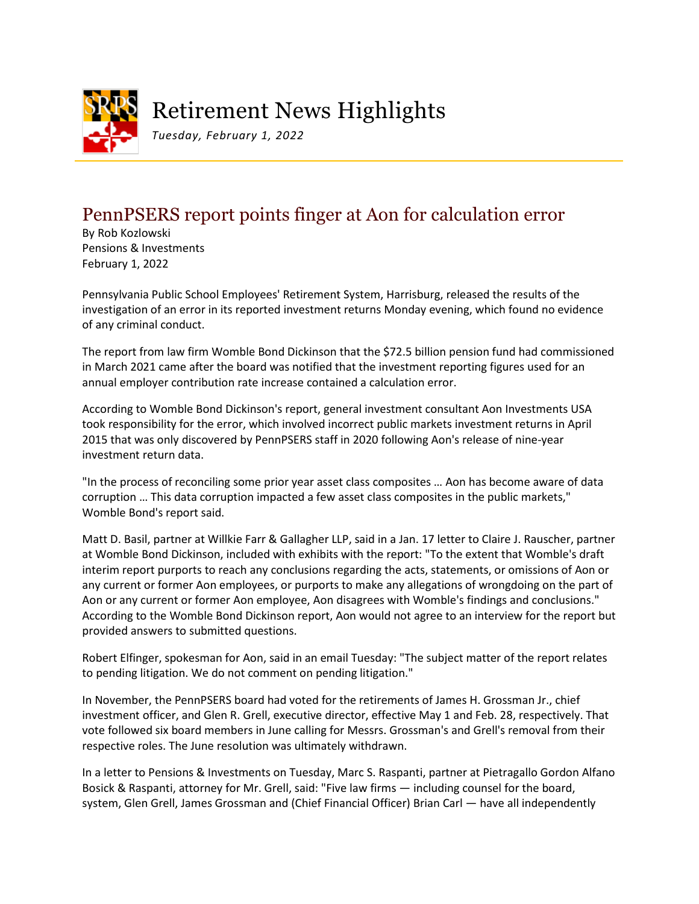# Retirement News Highlights

*Tuesday, February 1, 2022*

## PennPSERS report points finger at Aon for calculation error

By Rob Kozlowski
Pensions & Investments
February 1, 2022

Pennsylvania Public School Employees' Retirement System, Harrisburg, released the results of the investigation of an error in its reported investment returns Monday evening, which found no evidence of any criminal conduct.

The report from law firm Womble Bond Dickinson that the $72.5 billion pension fund had commissioned in March 2021 came after the board was notified that the investment reporting figures used for an annual employer contribution rate increase contained a calculation error.

According to Womble Bond Dickinson's report, general investment consultant Aon Investments USA took responsibility for the error, which involved incorrect public markets investment returns in April 2015 that was only discovered by PennPSERS staff in 2020 following Aon's release of nine-year investment return data.

"In the process of reconciling some prior year asset class composites … Aon has become aware of data corruption … This data corruption impacted a few asset class composites in the public markets," Womble Bond's report said.

Matt D. Basil, partner at Willkie Farr & Gallagher LLP, said in a Jan. 17 letter to Claire J. Rauscher, partner at Womble Bond Dickinson, included with exhibits with the report: "To the extent that Womble's draft interim report purports to reach any conclusions regarding the acts, statements, or omissions of Aon or any current or former Aon employees, or purports to make any allegations of wrongdoing on the part of Aon or any current or former Aon employee, Aon disagrees with Womble's findings and conclusions." According to the Womble Bond Dickinson report, Aon would not agree to an interview for the report but provided answers to submitted questions.

Robert Elfinger, spokesman for Aon, said in an email Tuesday: "The subject matter of the report relates to pending litigation. We do not comment on pending litigation."

In November, the PennPSERS board had voted for the retirements of James H. Grossman Jr., chief investment officer, and Glen R. Grell, executive director, effective May 1 and Feb. 28, respectively. That vote followed six board members in June calling for Messrs. Grossman's and Grell's removal from their respective roles. The June resolution was ultimately withdrawn.

In a letter to Pensions & Investments on Tuesday, Marc S. Raspanti, partner at Pietragallo Gordon Alfano Bosick & Raspanti, attorney for Mr. Grell, said: "Five law firms — including counsel for the board, system, Glen Grell, James Grossman and (Chief Financial Officer) Brian Carl — have all independently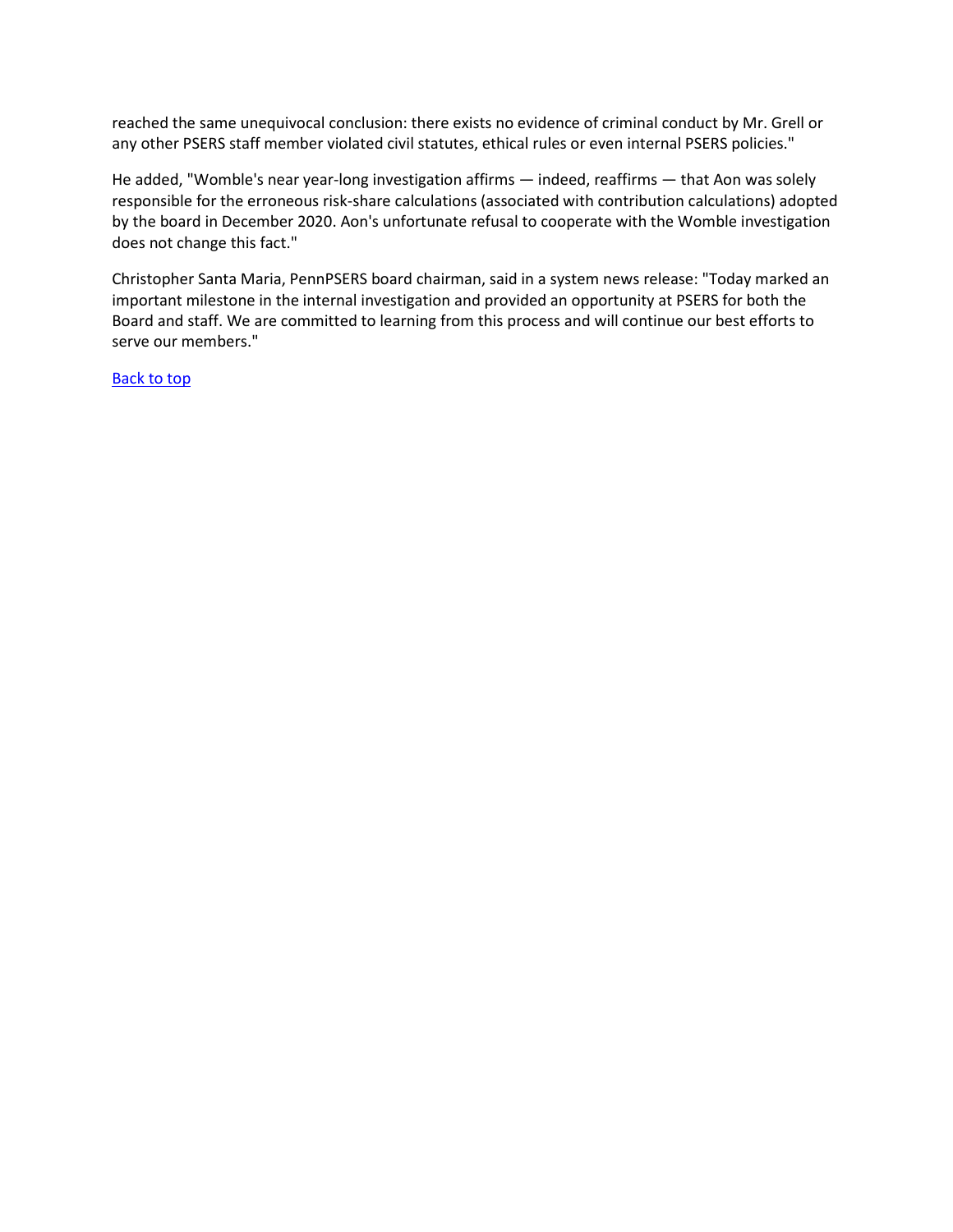reached the same unequivocal conclusion: there exists no evidence of criminal conduct by Mr. Grell or any other PSERS staff member violated civil statutes, ethical rules or even internal PSERS policies."

He added, "Womble's near year-long investigation affirms — indeed, reaffirms — that Aon was solely responsible for the erroneous risk-share calculations (associated with contribution calculations) adopted by the board in December 2020. Aon's unfortunate refusal to cooperate with the Womble investigation does not change this fact."

Christopher Santa Maria, PennPSERS board chairman, said in a system news release: "Today marked an important milestone in the internal investigation and provided an opportunity at PSERS for both the Board and staff. We are committed to learning from this process and will continue our best efforts to serve our members."

[Back to top]